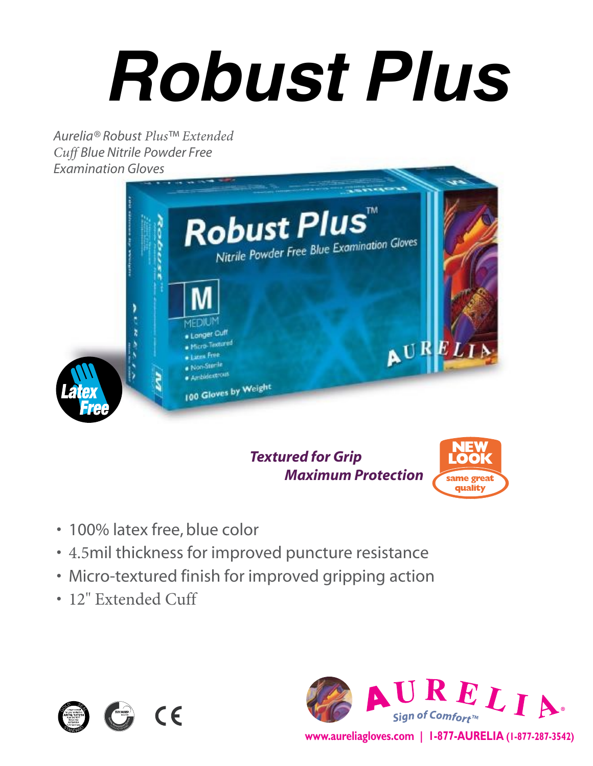# Robust Plus

*Aurelia® Robust Plus™ Extended Cuff Blue Nitrile Powder Free Examination Gloves*

Latex Free

***Textured for Grip***
***Maximum Protection***

NEW LOOK
same great quality

- 100% latex free, blue color
- 4.5mil thickness for improved puncture resistance
- Micro-textured finish for improved gripping action
- 12" Extended Cuff

AURELIA®
Sign of Comfort™

www.aureliagloves.com | 1-877-AURELIA (1-877-287-3542)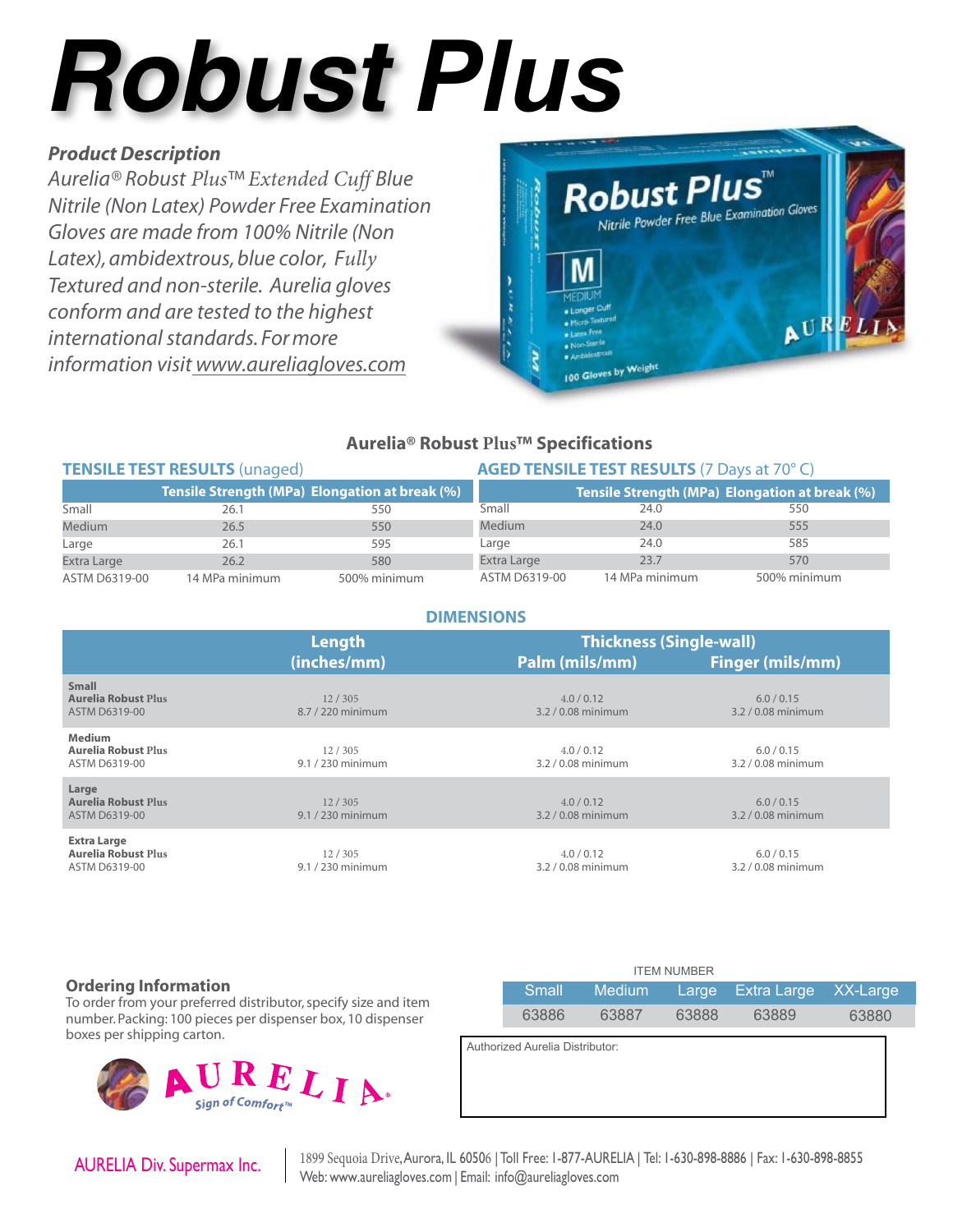# Robust Plus

***Product Description***

*Aurelia® Robust Plus™ Extended Cuff Blue Nitrile (Non Latex) Powder Free Examination Gloves are made from 100% Nitrile (Non Latex), ambidextrous, blue color, Fully Textured and non-sterile. Aurelia gloves conform and are tested to the highest international standards. For more information visit www.aureliagloves.com*

## Aurelia® Robust Plus™ Specifications

**TENSILE TEST RESULTS** (unaged)

| | Tensile Strength (MPa) | Elongation at break (%) |
|---|---|---|
| Small | 26.1 | 550 |
| Medium | 26.5 | 550 |
| Large | 26.1 | 595 |
| Extra Large | 26.2 | 580 |
| ASTM D6319-00 | 14 MPa minimum | 500% minimum |

**AGED TENSILE TEST RESULTS** (7 Days at 70° C)

| | Tensile Strength (MPa) | Elongation at break (%) |
|---|---|---|
| Small | 24.0 | 550 |
| Medium | 24.0 | 555 |
| Large | 24.0 | 585 |
| Extra Large | 23.7 | 570 |
| ASTM D6319-00 | 14 MPa minimum | 500% minimum |

**DIMENSIONS**

| | Length | Thickness (Single-wall) | |
|---|---|---|---|
| | (inches/mm) | Palm (mils/mm) | Finger (mils/mm) |
| **Small** **Aurelia Robust Plus** ASTM D6319-00 | 12 / 305<br>8.7 / 220 minimum | 4.0 / 0.12<br>3.2 / 0.08 minimum | 6.0 / 0.15<br>3.2 / 0.08 minimum |
| **Medium** **Aurelia Robust Plus** ASTM D6319-00 | 12 / 305<br>9.1 / 230 minimum | 4.0 / 0.12<br>3.2 / 0.08 minimum | 6.0 / 0.15<br>3.2 / 0.08 minimum |
| **Large** **Aurelia Robust Plus** ASTM D6319-00 | 12 / 305<br>9.1 / 230 minimum | 4.0 / 0.12<br>3.2 / 0.08 minimum | 6.0 / 0.15<br>3.2 / 0.08 minimum |
| **Extra Large** **Aurelia Robust Plus** ASTM D6319-00 | 12 / 305<br>9.1 / 230 minimum | 4.0 / 0.12<br>3.2 / 0.08 minimum | 6.0 / 0.15<br>3.2 / 0.08 minimum |

**Ordering Information**

To order from your preferred distributor, specify size and item number. Packing: 100 pieces per dispenser box, 10 dispenser boxes per shipping carton.

ITEM NUMBER

| Small | Medium | Large | Extra Large | XX-Large |
|---|---|---|---|---|
| 63886 | 63887 | 63888 | 63889 | 63880 |

Authorized Aurelia Distributor:

AURELIA Sign of Comfort™

AURELIA Div. Supermax Inc.

1899 Sequoia Drive, Aurora, IL 60506 | Toll Free: 1-877-AURELIA | Tel: 1-630-898-8886 | Fax: 1-630-898-8855
Web: www.aureliagloves.com | Email: info@aureliagloves.com